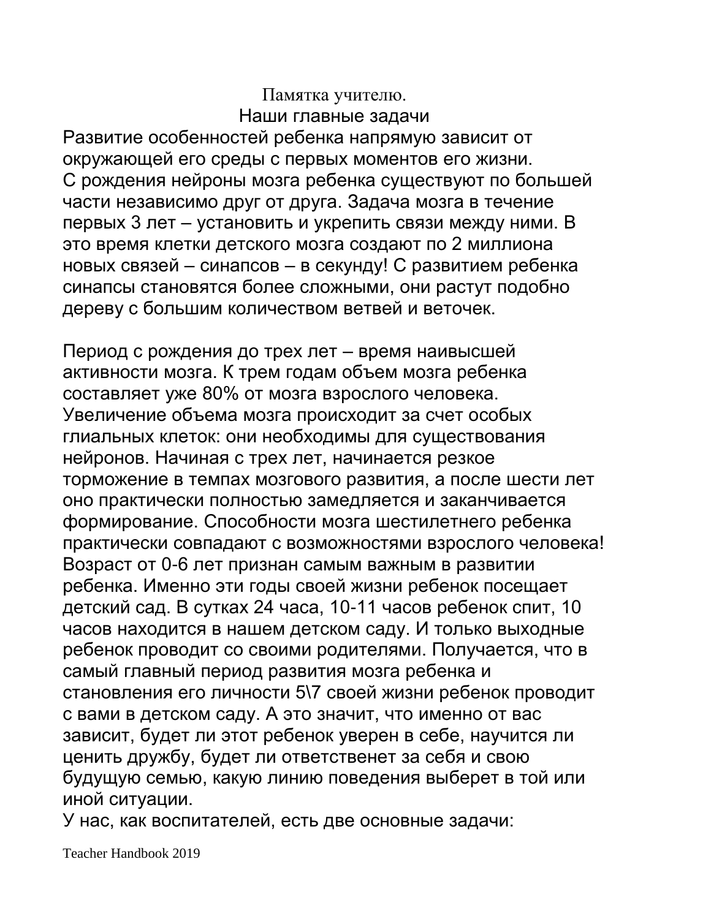# Памятка учителю.

## Наши главные задачи

Развитие особенностей ребенка напрямую зависит от окружающей его среды с первых моментов его жизни. С рождения нейроны мозга ребенка существуют по большей части независимо друг от друга. Задача мозга в течение первых 3 лет – установить и укрепить связи между ними. В это время клетки детского мозга создают по 2 миллиона новых связей – синапсов – в секунду! С развитием ребенка синапсы становятся более сложными, они растут подобно дереву с большим количеством ветвей и веточек.

Период с рождения до трех лет – время наивысшей активности мозга. К трем годам объем мозга ребенка составляет уже 80% от мозга взрослого человека. Увеличение объема мозга происходит за счет особых глиальных клеток: они необходимы для существования нейронов. Начиная с трех лет, начинается резкое торможение в темпах мозгового развития, а после шести лет оно практически полностью замедляется и заканчивается формирование. Способности мозга шестилетнего ребенка практически совпадают с возможностями взрослого человека! Возраст от 0-6 лет признан самым важным в развитии ребенка. Именно эти годы своей жизни ребенок посещает детский сад. В сутках 24 часа, 10-11 часов ребенок спит, 10 часов находится в нашем детском саду. И только выходные ребенок проводит со своими родителями. Получается, что в самый главный период развития мозга ребенка и становления его личности 5\7 своей жизни ребенок проводит с вами в детском саду. А это значит, что именно от вас зависит, будет ли этот ребенок уверен в себе, научится ли ценить дружбу, будет ли ответственет за себя и свою будущую семью, какую линию поведения выберет в той или иной ситуации.

У нас, как воспитателей, есть две основные задачи: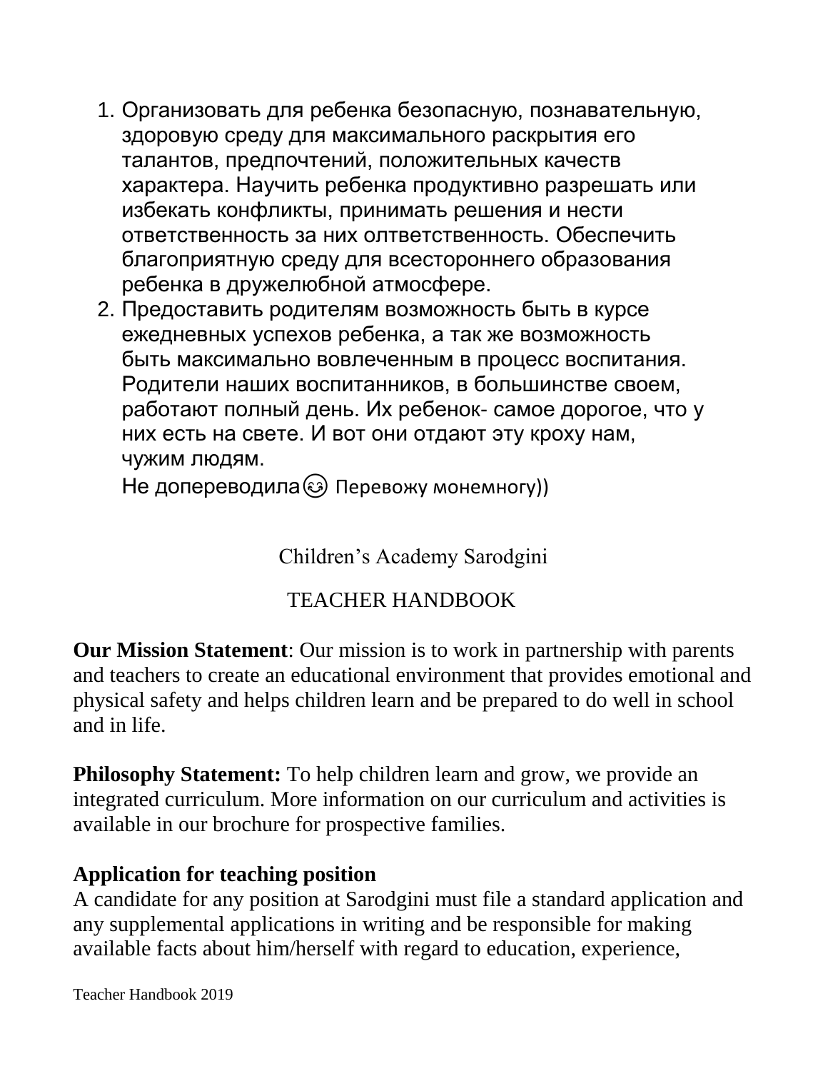1. Организовать для ребенка безопасную, познавательную, здоровую среду для максимального раскрытия его талантов, предпочтений, положительных качеств характера. Научить ребенка продуктивно разрешать или избекать конфликты, принимать решения и нести ответственность за них олтветственность. Обеспечить благоприятную среду для всестороннего образования ребенка в дружелюбной атмосфере.
2. Предоставить родителям возможность быть в курсе ежедневных успехов ребенка, а так же возможность быть максимально вовлеченным в процесс воспитания. Родители наших воспитанников, в большинстве своем, работают полный день. Их ребенок- самое дорогое, что у них есть на свете. И вот они отдают эту кроху нам, чужим людям.

   Не допереводила😊 Перевожу монемногу))

Children's Academy Sarodgini

TEACHER HANDBOOK

**Our Mission Statement**: Our mission is to work in partnership with parents and teachers to create an educational environment that provides emotional and physical safety and helps children learn and be prepared to do well in school and in life.

**Philosophy Statement:** To help children learn and grow, we provide an integrated curriculum. More information on our curriculum and activities is available in our brochure for prospective families.

**Application for teaching position**

A candidate for any position at Sarodgini must file a standard application and any supplemental applications in writing and be responsible for making available facts about him/herself with regard to education, experience,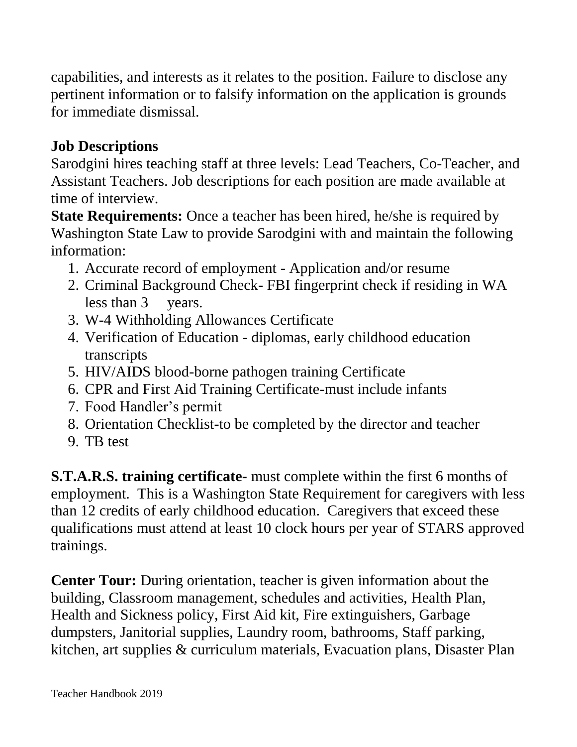capabilities, and interests as it relates to the position. Failure to disclose any pertinent information or to falsify information on the application is grounds for immediate dismissal.

## Job Descriptions

Sarodgini hires teaching staff at three levels: Lead Teachers, Co-Teacher, and Assistant Teachers. Job descriptions for each position are made available at time of interview.

**State Requirements:** Once a teacher has been hired, he/she is required by Washington State Law to provide Sarodgini with and maintain the following information:

1. Accurate record of employment - Application and/or resume
2. Criminal Background Check- FBI fingerprint check if residing in WA less than 3 years.
3. W-4 Withholding Allowances Certificate
4. Verification of Education - diplomas, early childhood education transcripts
5. HIV/AIDS blood-borne pathogen training Certificate
6. CPR and First Aid Training Certificate-must include infants
7. Food Handler's permit
8. Orientation Checklist-to be completed by the director and teacher
9. TB test

**S.T.A.R.S. training certificate-** must complete within the first 6 months of employment. This is a Washington State Requirement for caregivers with less than 12 credits of early childhood education. Caregivers that exceed these qualifications must attend at least 10 clock hours per year of STARS approved trainings.

**Center Tour:** During orientation, teacher is given information about the building, Classroom management, schedules and activities, Health Plan, Health and Sickness policy, First Aid kit, Fire extinguishers, Garbage dumpsters, Janitorial supplies, Laundry room, bathrooms, Staff parking, kitchen, art supplies & curriculum materials, Evacuation plans, Disaster Plan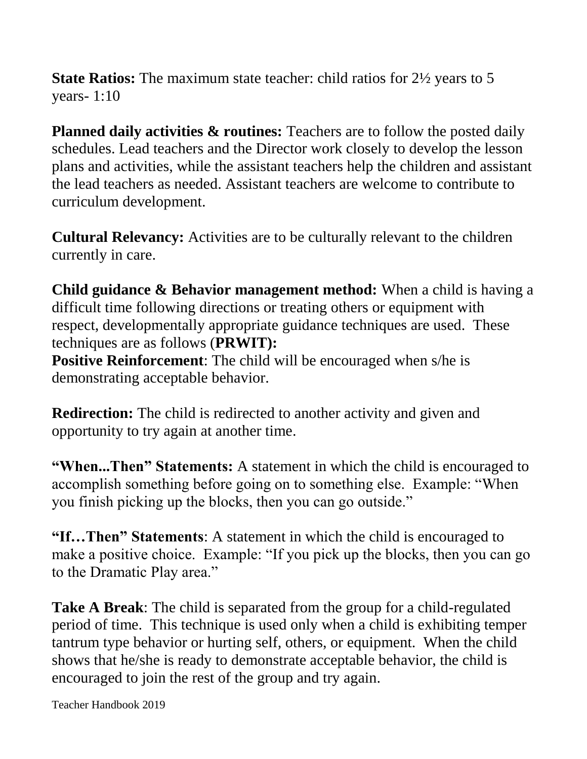**State Ratios:** The maximum state teacher: child ratios for 2½ years to 5 years- 1:10

**Planned daily activities & routines:** Teachers are to follow the posted daily schedules. Lead teachers and the Director work closely to develop the lesson plans and activities, while the assistant teachers help the children and assistant the lead teachers as needed. Assistant teachers are welcome to contribute to curriculum development.

**Cultural Relevancy:** Activities are to be culturally relevant to the children currently in care.

**Child guidance & Behavior management method:** When a child is having a difficult time following directions or treating others or equipment with respect, developmentally appropriate guidance techniques are used. These techniques are as follows (**PRWIT):**
**Positive Reinforcement**: The child will be encouraged when s/he is demonstrating acceptable behavior.

**Redirection:** The child is redirected to another activity and given and opportunity to try again at another time.

**"When...Then" Statements:** A statement in which the child is encouraged to accomplish something before going on to something else. Example: "When you finish picking up the blocks, then you can go outside."

**"If…Then" Statements**: A statement in which the child is encouraged to make a positive choice. Example: "If you pick up the blocks, then you can go to the Dramatic Play area."

**Take A Break**: The child is separated from the group for a child-regulated period of time. This technique is used only when a child is exhibiting temper tantrum type behavior or hurting self, others, or equipment. When the child shows that he/she is ready to demonstrate acceptable behavior, the child is encouraged to join the rest of the group and try again.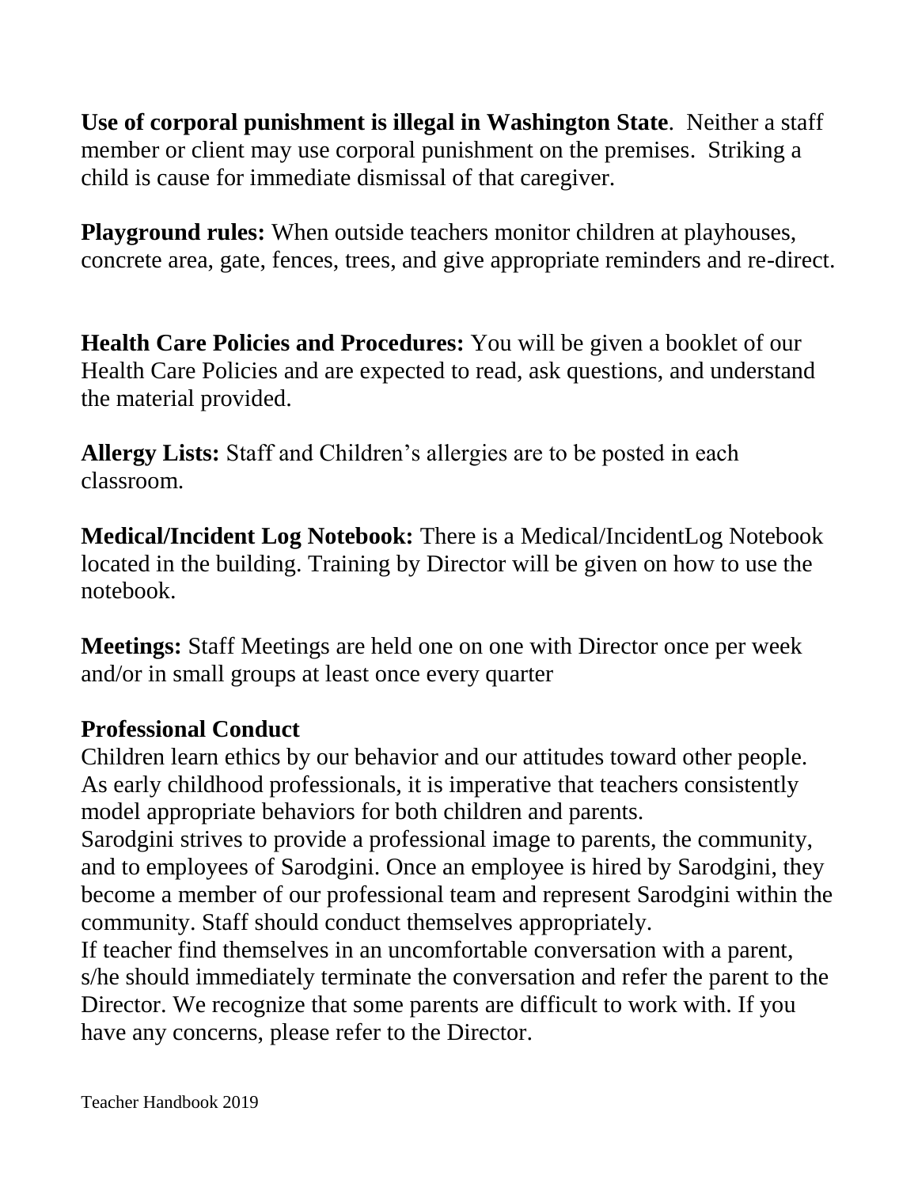**Use of corporal punishment is illegal in Washington State**. Neither a staff member or client may use corporal punishment on the premises. Striking a child is cause for immediate dismissal of that caregiver.

**Playground rules:** When outside teachers monitor children at playhouses, concrete area, gate, fences, trees, and give appropriate reminders and re-direct.

**Health Care Policies and Procedures:** You will be given a booklet of our Health Care Policies and are expected to read, ask questions, and understand the material provided.

**Allergy Lists:** Staff and Children's allergies are to be posted in each classroom.

**Medical/Incident Log Notebook:** There is a Medical/IncidentLog Notebook located in the building. Training by Director will be given on how to use the notebook.

**Meetings:** Staff Meetings are held one on one with Director once per week and/or in small groups at least once every quarter

## Professional Conduct

Children learn ethics by our behavior and our attitudes toward other people. As early childhood professionals, it is imperative that teachers consistently model appropriate behaviors for both children and parents.

Sarodgini strives to provide a professional image to parents, the community, and to employees of Sarodgini. Once an employee is hired by Sarodgini, they become a member of our professional team and represent Sarodgini within the community. Staff should conduct themselves appropriately.

If teacher find themselves in an uncomfortable conversation with a parent, s/he should immediately terminate the conversation and refer the parent to the Director. We recognize that some parents are difficult to work with. If you have any concerns, please refer to the Director.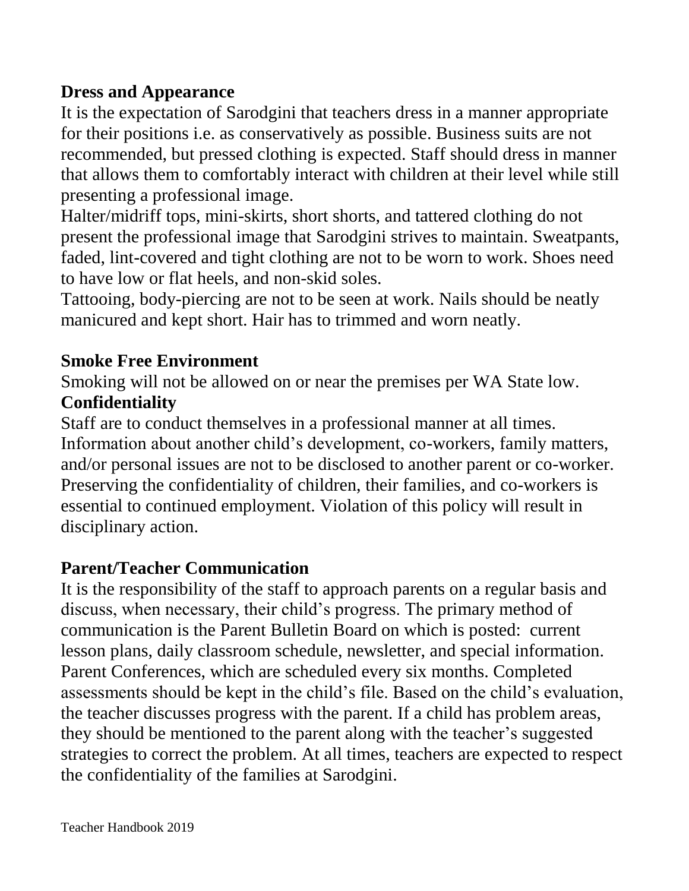## Dress and Appearance

It is the expectation of Sarodgini that teachers dress in a manner appropriate for their positions i.e. as conservatively as possible. Business suits are not recommended, but pressed clothing is expected. Staff should dress in manner that allows them to comfortably interact with children at their level while still presenting a professional image.

Halter/midriff tops, mini-skirts, short shorts, and tattered clothing do not present the professional image that Sarodgini strives to maintain. Sweatpants, faded, lint-covered and tight clothing are not to be worn to work. Shoes need to have low or flat heels, and non-skid soles.

Tattooing, body-piercing are not to be seen at work. Nails should be neatly manicured and kept short. Hair has to trimmed and worn neatly.

## Smoke Free Environment

Smoking will not be allowed on or near the premises per WA State low.

## Confidentiality

Staff are to conduct themselves in a professional manner at all times. Information about another child's development, co-workers, family matters, and/or personal issues are not to be disclosed to another parent or co-worker. Preserving the confidentiality of children, their families, and co-workers is essential to continued employment. Violation of this policy will result in disciplinary action.

## Parent/Teacher Communication

It is the responsibility of the staff to approach parents on a regular basis and discuss, when necessary, their child's progress. The primary method of communication is the Parent Bulletin Board on which is posted: current lesson plans, daily classroom schedule, newsletter, and special information. Parent Conferences, which are scheduled every six months. Completed assessments should be kept in the child's file. Based on the child's evaluation, the teacher discusses progress with the parent. If a child has problem areas, they should be mentioned to the parent along with the teacher's suggested strategies to correct the problem. At all times, teachers are expected to respect the confidentiality of the families at Sarodgini.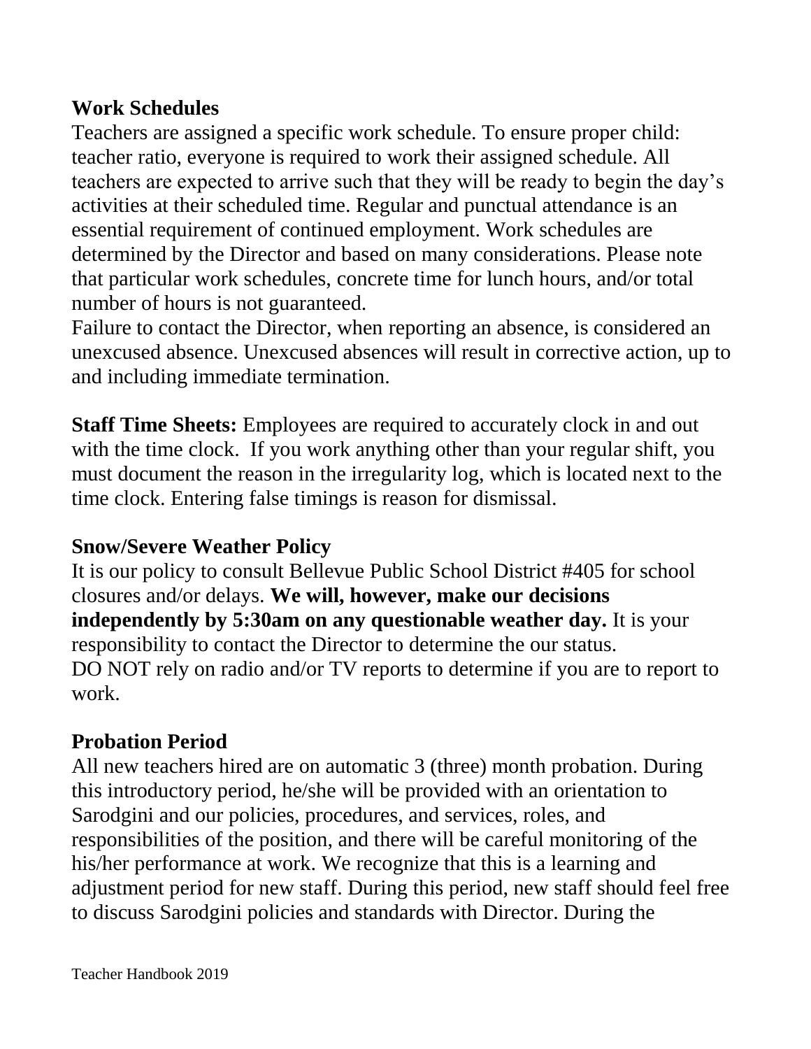**Work Schedules**

Teachers are assigned a specific work schedule. To ensure proper child: teacher ratio, everyone is required to work their assigned schedule. All teachers are expected to arrive such that they will be ready to begin the day's activities at their scheduled time. Regular and punctual attendance is an essential requirement of continued employment. Work schedules are determined by the Director and based on many considerations. Please note that particular work schedules, concrete time for lunch hours, and/or total number of hours is not guaranteed.

Failure to contact the Director, when reporting an absence, is considered an unexcused absence. Unexcused absences will result in corrective action, up to and including immediate termination.

**Staff Time Sheets:** Employees are required to accurately clock in and out with the time clock. If you work anything other than your regular shift, you must document the reason in the irregularity log, which is located next to the time clock. Entering false timings is reason for dismissal.

**Snow/Severe Weather Policy**

It is our policy to consult Bellevue Public School District #405 for school closures and/or delays. **We will, however, make our decisions independently by 5:30am on any questionable weather day.** It is your responsibility to contact the Director to determine the our status. DO NOT rely on radio and/or TV reports to determine if you are to report to work.

**Probation Period**

All new teachers hired are on automatic 3 (three) month probation. During this introductory period, he/she will be provided with an orientation to Sarodgini and our policies, procedures, and services, roles, and responsibilities of the position, and there will be careful monitoring of the his/her performance at work. We recognize that this is a learning and adjustment period for new staff. During this period, new staff should feel free to discuss Sarodgini policies and standards with Director. During the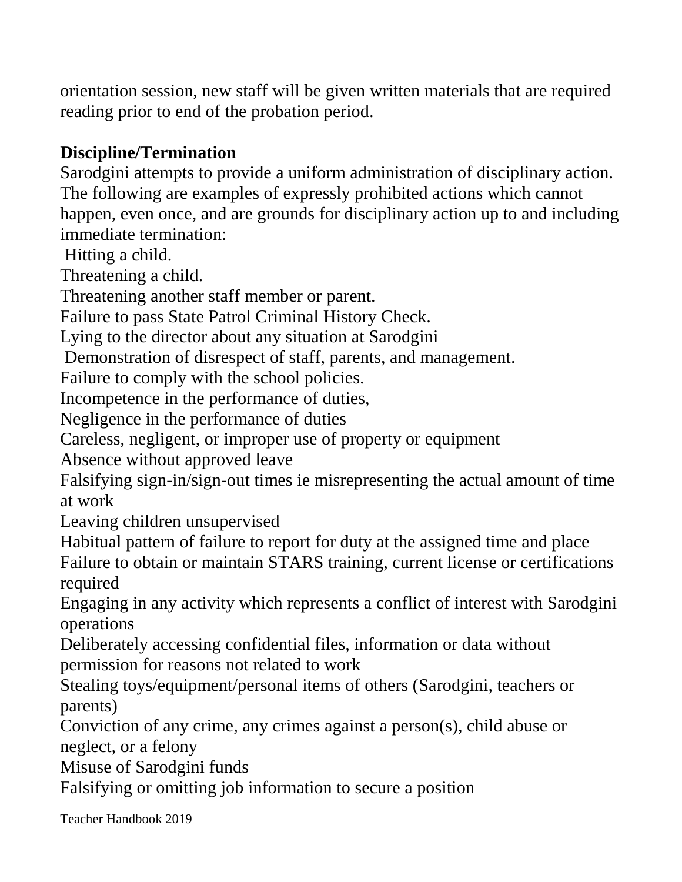orientation session, new staff will be given written materials that are required reading prior to end of the probation period.

**Discipline/Termination**

Sarodgini attempts to provide a uniform administration of disciplinary action. The following are examples of expressly prohibited actions which cannot happen, even once, and are grounds for disciplinary action up to and including immediate termination:

Hitting a child.

Threatening a child.

Threatening another staff member or parent.

Failure to pass State Patrol Criminal History Check.

Lying to the director about any situation at Sarodgini

Demonstration of disrespect of staff, parents, and management.

Failure to comply with the school policies.

Incompetence in the performance of duties,

Negligence in the performance of duties

Careless, negligent, or improper use of property or equipment

Absence without approved leave

Falsifying sign-in/sign-out times ie misrepresenting the actual amount of time at work

Leaving children unsupervised

Habitual pattern of failure to report for duty at the assigned time and place

Failure to obtain or maintain STARS training, current license or certifications required

Engaging in any activity which represents a conflict of interest with Sarodgini operations

Deliberately accessing confidential files, information or data without permission for reasons not related to work

Stealing toys/equipment/personal items of others (Sarodgini, teachers or parents)

Conviction of any crime, any crimes against a person(s), child abuse or neglect, or a felony

Misuse of Sarodgini funds

Falsifying or omitting job information to secure a position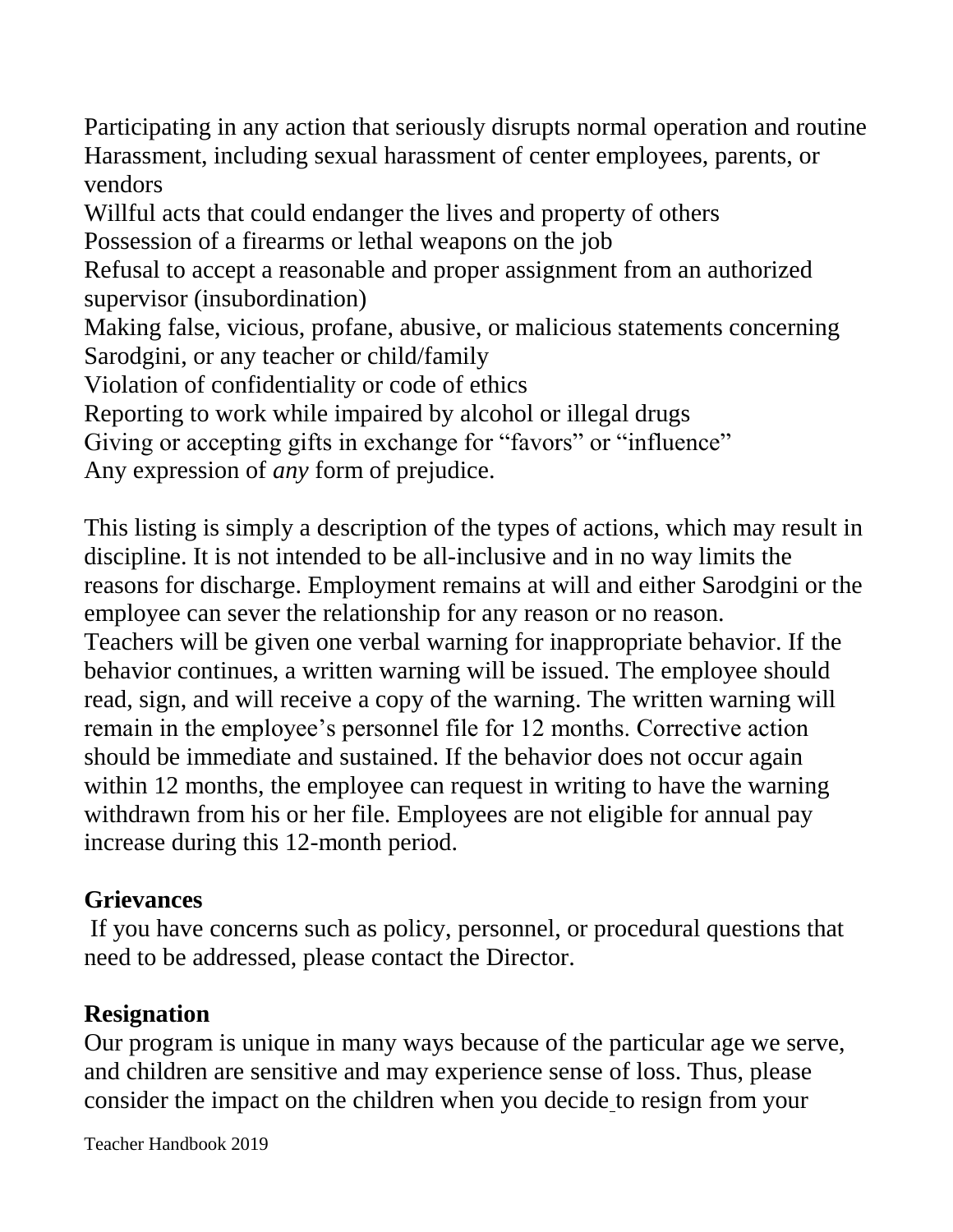Participating in any action that seriously disrupts normal operation and routine
Harassment, including sexual harassment of center employees, parents, or vendors
Willful acts that could endanger the lives and property of others
Possession of a firearms or lethal weapons on the job
Refusal to accept a reasonable and proper assignment from an authorized supervisor (insubordination)
Making false, vicious, profane, abusive, or malicious statements concerning Sarodgini, or any teacher or child/family
Violation of confidentiality or code of ethics
Reporting to work while impaired by alcohol or illegal drugs
Giving or accepting gifts in exchange for "favors" or "influence"
Any expression of *any* form of prejudice.

This listing is simply a description of the types of actions, which may result in discipline. It is not intended to be all-inclusive and in no way limits the reasons for discharge. Employment remains at will and either Sarodgini or the employee can sever the relationship for any reason or no reason.
Teachers will be given one verbal warning for inappropriate behavior. If the behavior continues, a written warning will be issued. The employee should read, sign, and will receive a copy of the warning. The written warning will remain in the employee's personnel file for 12 months. Corrective action should be immediate and sustained. If the behavior does not occur again within 12 months, the employee can request in writing to have the warning withdrawn from his or her file. Employees are not eligible for annual pay increase during this 12-month period.

## Grievances

If you have concerns such as policy, personnel, or procedural questions that need to be addressed, please contact the Director.

## Resignation

Our program is unique in many ways because of the particular age we serve, and children are sensitive and may experience sense of loss. Thus, please consider the impact on the children when you decide to resign from your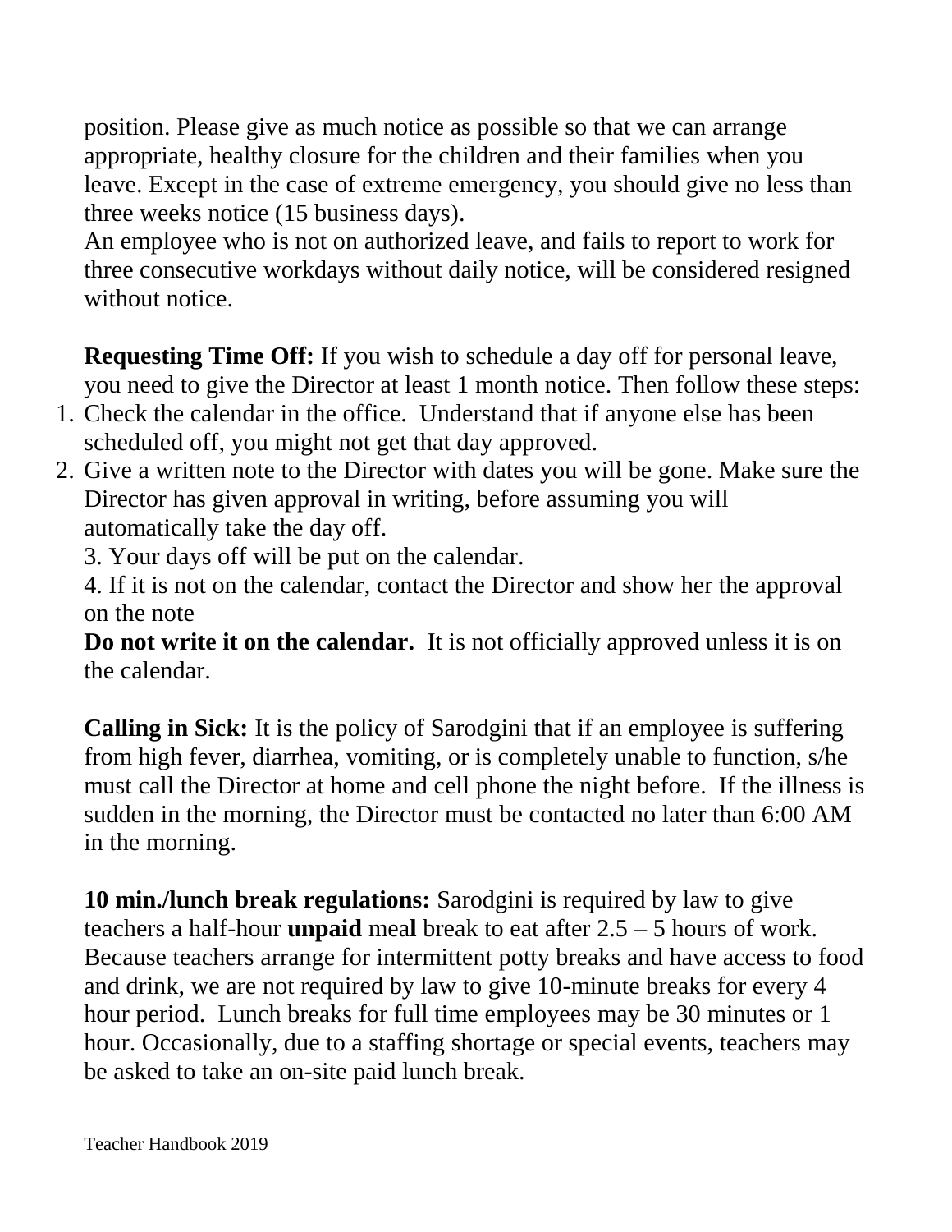position. Please give as much notice as possible so that we can arrange appropriate, healthy closure for the children and their families when you leave. Except in the case of extreme emergency, you should give no less than three weeks notice (15 business days).

An employee who is not on authorized leave, and fails to report to work for three consecutive workdays without daily notice, will be considered resigned without notice.

**Requesting Time Off:** If you wish to schedule a day off for personal leave, you need to give the Director at least 1 month notice. Then follow these steps:

1. Check the calendar in the office. Understand that if anyone else has been scheduled off, you might not get that day approved.
2. Give a written note to the Director with dates you will be gone. Make sure the Director has given approval in writing, before assuming you will automatically take the day off.
3. Your days off will be put on the calendar.
4. If it is not on the calendar, contact the Director and show her the approval on the note

**Do not write it on the calendar.** It is not officially approved unless it is on the calendar.

**Calling in Sick:** It is the policy of Sarodgini that if an employee is suffering from high fever, diarrhea, vomiting, or is completely unable to function, s/he must call the Director at home and cell phone the night before. If the illness is sudden in the morning, the Director must be contacted no later than 6:00 AM in the morning.

**10 min./lunch break regulations:** Sarodgini is required by law to give teachers a half-hour **unpaid** mea**l** break to eat after 2.5 – 5 hours of work. Because teachers arrange for intermittent potty breaks and have access to food and drink, we are not required by law to give 10-minute breaks for every 4 hour period. Lunch breaks for full time employees may be 30 minutes or 1 hour. Occasionally, due to a staffing shortage or special events, teachers may be asked to take an on-site paid lunch break.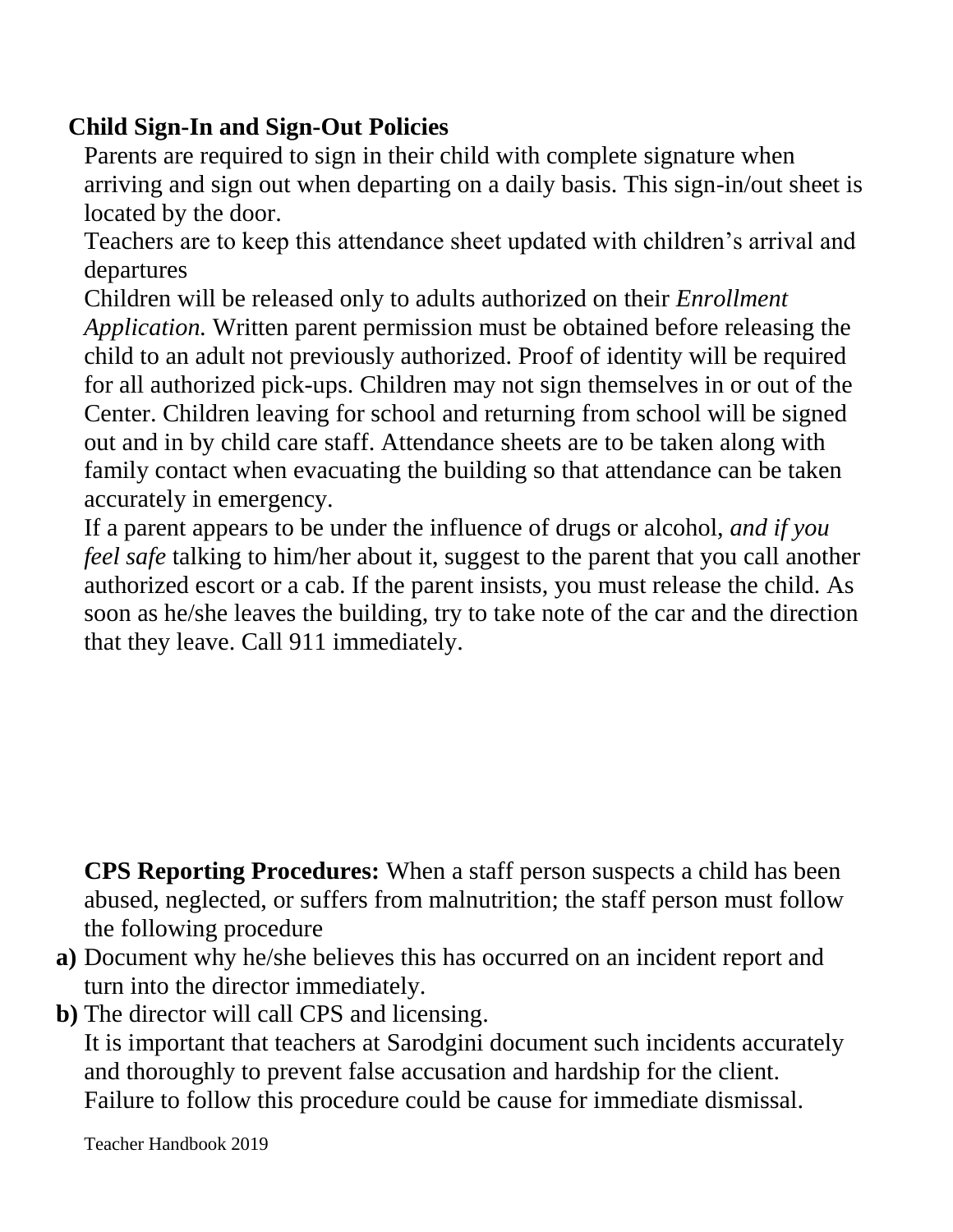## Child Sign-In and Sign-Out Policies

Parents are required to sign in their child with complete signature when arriving and sign out when departing on a daily basis. This sign-in/out sheet is located by the door.

Teachers are to keep this attendance sheet updated with children's arrival and departures

Children will be released only to adults authorized on their *Enrollment Application.* Written parent permission must be obtained before releasing the child to an adult not previously authorized. Proof of identity will be required for all authorized pick-ups. Children may not sign themselves in or out of the Center. Children leaving for school and returning from school will be signed out and in by child care staff. Attendance sheets are to be taken along with family contact when evacuating the building so that attendance can be taken accurately in emergency.

If a parent appears to be under the influence of drugs or alcohol, *and if you feel safe* talking to him/her about it, suggest to the parent that you call another authorized escort or a cab. If the parent insists, you must release the child. As soon as he/she leaves the building, try to take note of the car and the direction that they leave. Call 911 immediately.

**CPS Reporting Procedures:** When a staff person suspects a child has been abused, neglected, or suffers from malnutrition; the staff person must follow the following procedure

**a)** Document why he/she believes this has occurred on an incident report and turn into the director immediately.

**b)** The director will call CPS and licensing.

It is important that teachers at Sarodgini document such incidents accurately and thoroughly to prevent false accusation and hardship for the client. Failure to follow this procedure could be cause for immediate dismissal.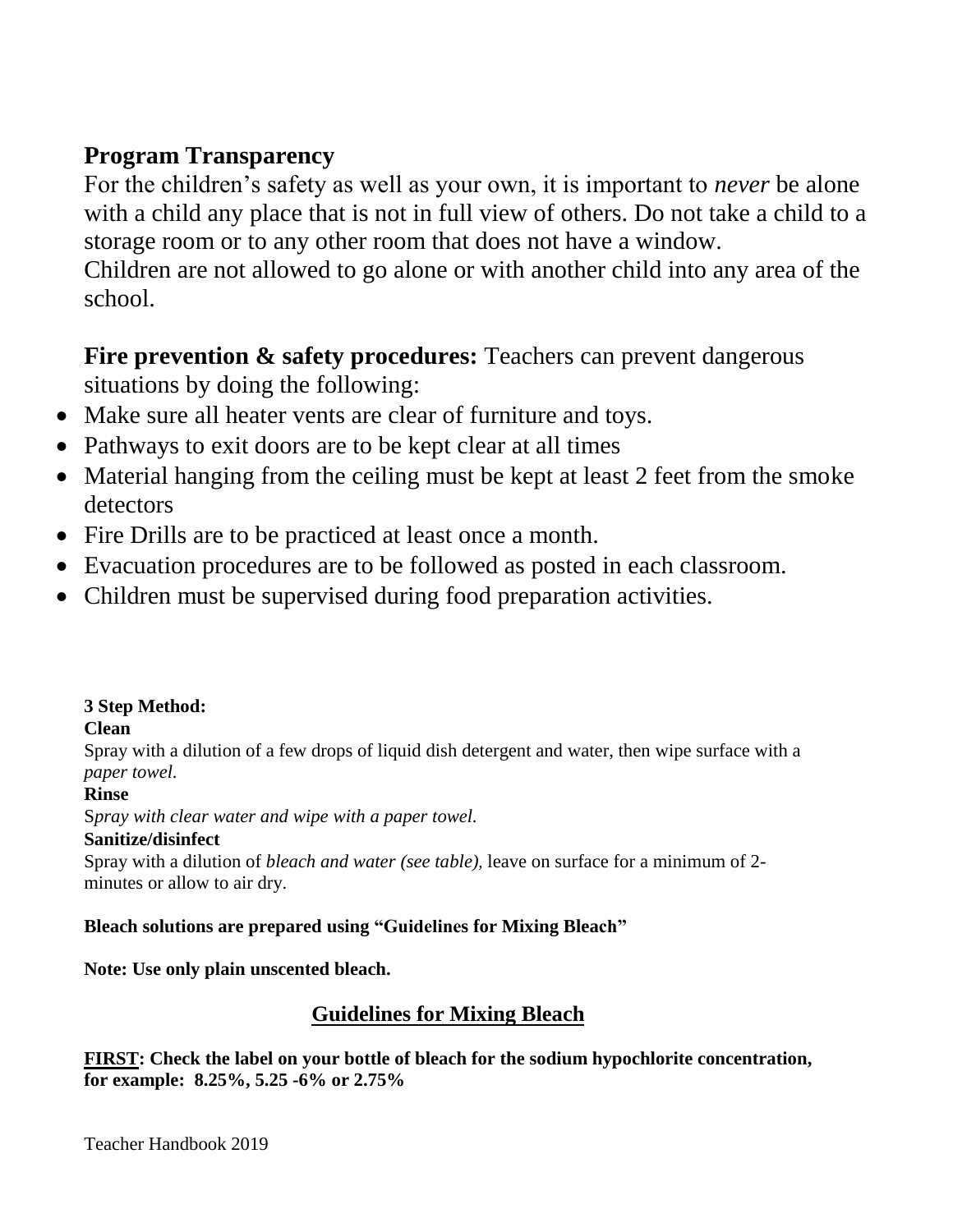## Program Transparency

For the children's safety as well as your own, it is important to *never* be alone with a child any place that is not in full view of others. Do not take a child to a storage room or to any other room that does not have a window.
Children are not allowed to go alone or with another child into any area of the school.

**Fire prevention & safety procedures:** Teachers can prevent dangerous situations by doing the following:

- Make sure all heater vents are clear of furniture and toys.
- Pathways to exit doors are to be kept clear at all times
- Material hanging from the ceiling must be kept at least 2 feet from the smoke detectors
- Fire Drills are to be practiced at least once a month.
- Evacuation procedures are to be followed as posted in each classroom.
- Children must be supervised during food preparation activities.

**3 Step Method:**

**Clean**

Spray with a dilution of a few drops of liquid dish detergent and water, then wipe surface with a *paper towel.*

**Rinse**

S*pray with clear water and wipe with a paper towel.*

**Sanitize/disinfect**

Spray with a dilution of *bleach and water (see table),* leave on surface for a minimum of 2-minutes or allow to air dry.

**Bleach solutions are prepared using "Guidelines for Mixing Bleach"**

**Note: Use only plain unscented bleach.**

### Guidelines for Mixing Bleach

**FIRST: Check the label on your bottle of bleach for the sodium hypochlorite concentration, for example: 8.25%, 5.25 -6% or 2.75%**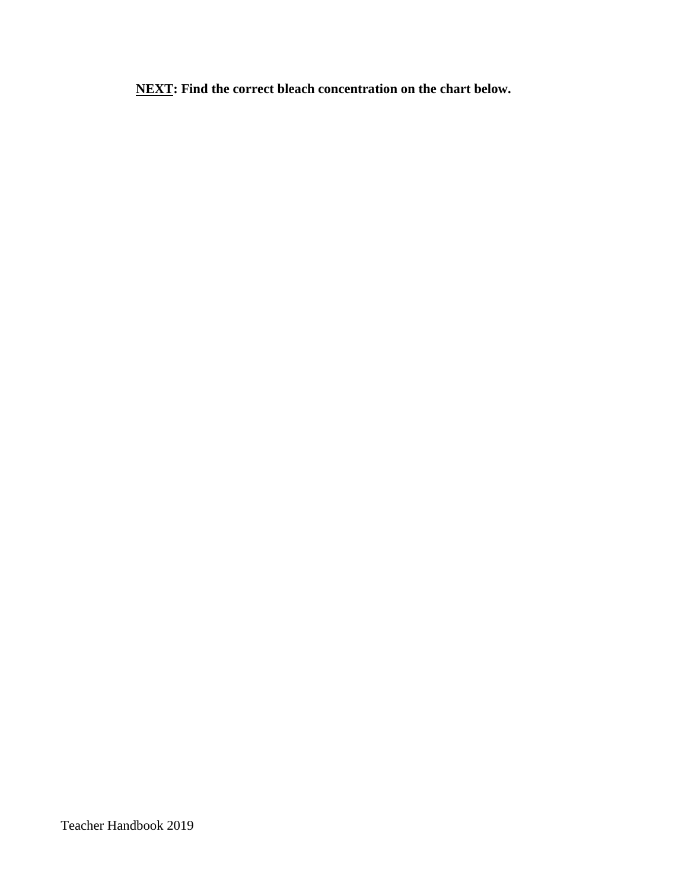**<u>NEXT</u>: Find the correct bleach concentration on the chart below.**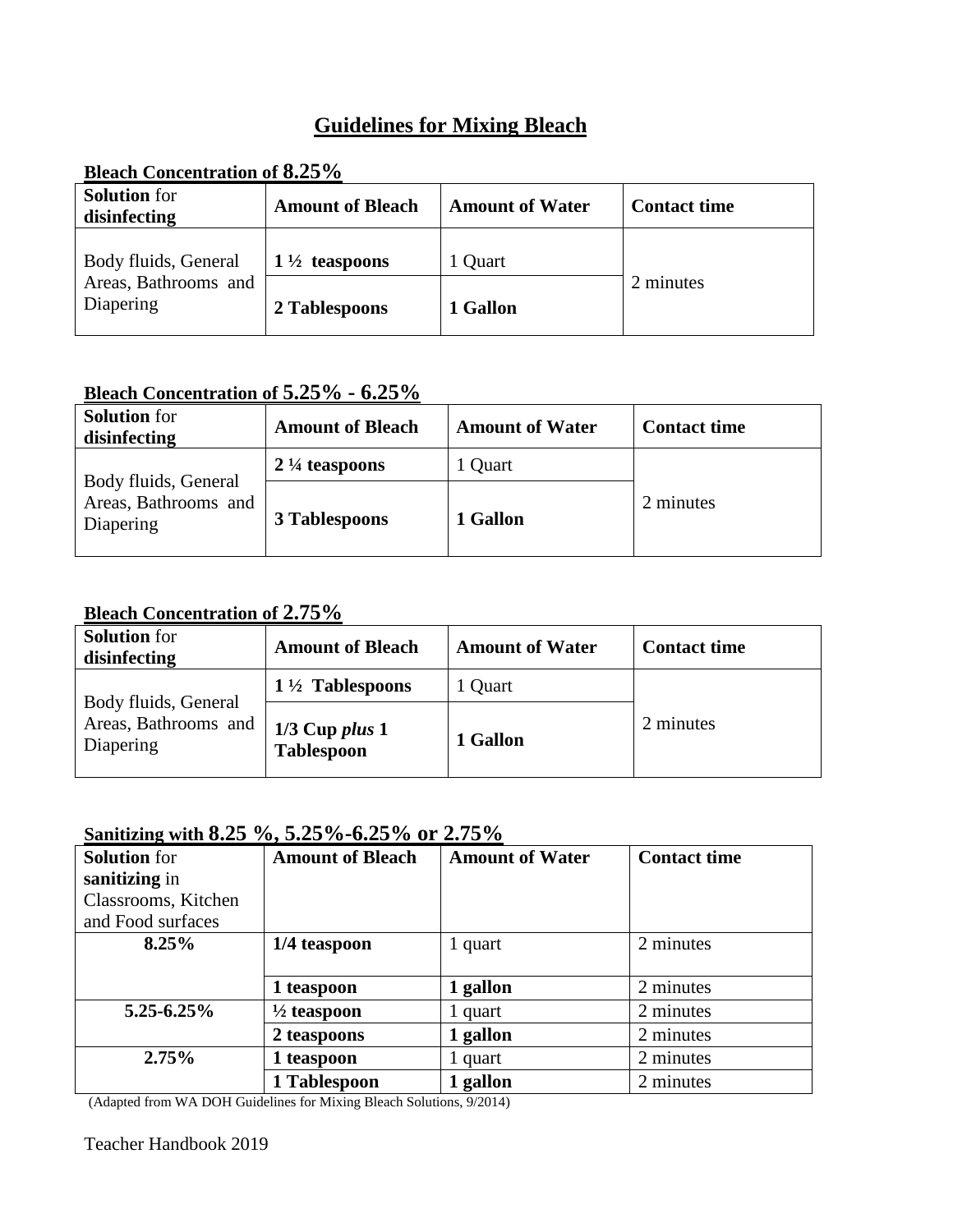# Guidelines for Mixing Bleach

**Bleach Concentration of 8.25%**

| **Solution** for **disinfecting** | **Amount of Bleach** | **Amount of Water** | **Contact time** |
|---|---|---|---|
| Body fluids, General Areas, Bathrooms and Diapering | **1 ½ teaspoons** | 1 Quart | 2 minutes |
| | **2 Tablespoons** | **1 Gallon** | |

**Bleach Concentration of 5.25% - 6.25%**

| **Solution** for **disinfecting** | **Amount of Bleach** | **Amount of Water** | **Contact time** |
|---|---|---|---|
| Body fluids, General Areas, Bathrooms and Diapering | **2 ¼ teaspoons** | 1 Quart | 2 minutes |
| | **3 Tablespoons** | **1 Gallon** | |

**Bleach Concentration of 2.75%**

| **Solution** for **disinfecting** | **Amount of Bleach** | **Amount of Water** | **Contact time** |
|---|---|---|---|
| Body fluids, General Areas, Bathrooms and Diapering | **1 ½ Tablespoons** | 1 Quart | 2 minutes |
| | **1/3 Cup *plus* 1 Tablespoon** | **1 Gallon** | |

**Sanitizing with 8.25 %, 5.25%-6.25% or 2.75%**

| **Solution** for **sanitizing** in Classrooms, Kitchen and Food surfaces | **Amount of Bleach** | **Amount of Water** | **Contact time** |
|---|---|---|---|
| **8.25%** | **1/4 teaspoon** | 1 quart | 2 minutes |
| | **1 teaspoon** | **1 gallon** | 2 minutes |
| **5.25-6.25%** | **½ teaspoon** | 1 quart | 2 minutes |
| | **2 teaspoons** | **1 gallon** | 2 minutes |
| **2.75%** | **1 teaspoon** | 1 quart | 2 minutes |
| | **1 Tablespoon** | **1 gallon** | 2 minutes |

(Adapted from WA DOH Guidelines for Mixing Bleach Solutions, 9/2014)

Teacher Handbook 2019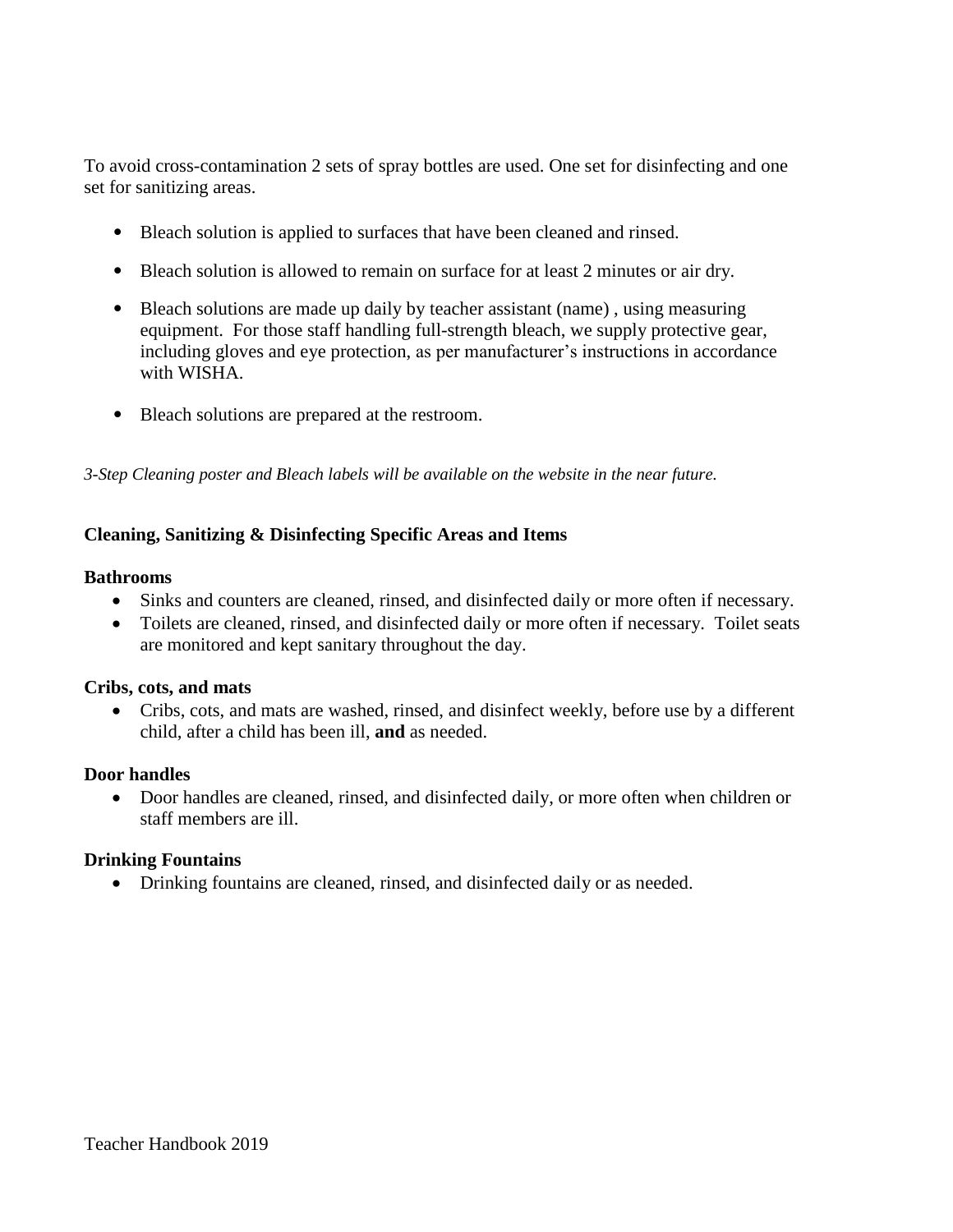To avoid cross-contamination 2 sets of spray bottles are used. One set for disinfecting and one set for sanitizing areas.

- Bleach solution is applied to surfaces that have been cleaned and rinsed.
- Bleach solution is allowed to remain on surface for at least 2 minutes or air dry.
- Bleach solutions are made up daily by teacher assistant (name) , using measuring equipment. For those staff handling full-strength bleach, we supply protective gear, including gloves and eye protection, as per manufacturer's instructions in accordance with WISHA.
- Bleach solutions are prepared at the restroom.

*3-Step Cleaning poster and Bleach labels will be available on the website in the near future.*

**Cleaning, Sanitizing & Disinfecting Specific Areas and Items**

**Bathrooms**

- Sinks and counters are cleaned, rinsed, and disinfected daily or more often if necessary.
- Toilets are cleaned, rinsed, and disinfected daily or more often if necessary. Toilet seats are monitored and kept sanitary throughout the day.

**Cribs, cots, and mats**

- Cribs, cots, and mats are washed, rinsed, and disinfect weekly, before use by a different child, after a child has been ill, **and** as needed.

**Door handles**

- Door handles are cleaned, rinsed, and disinfected daily, or more often when children or staff members are ill.

**Drinking Fountains**

- Drinking fountains are cleaned, rinsed, and disinfected daily or as needed.